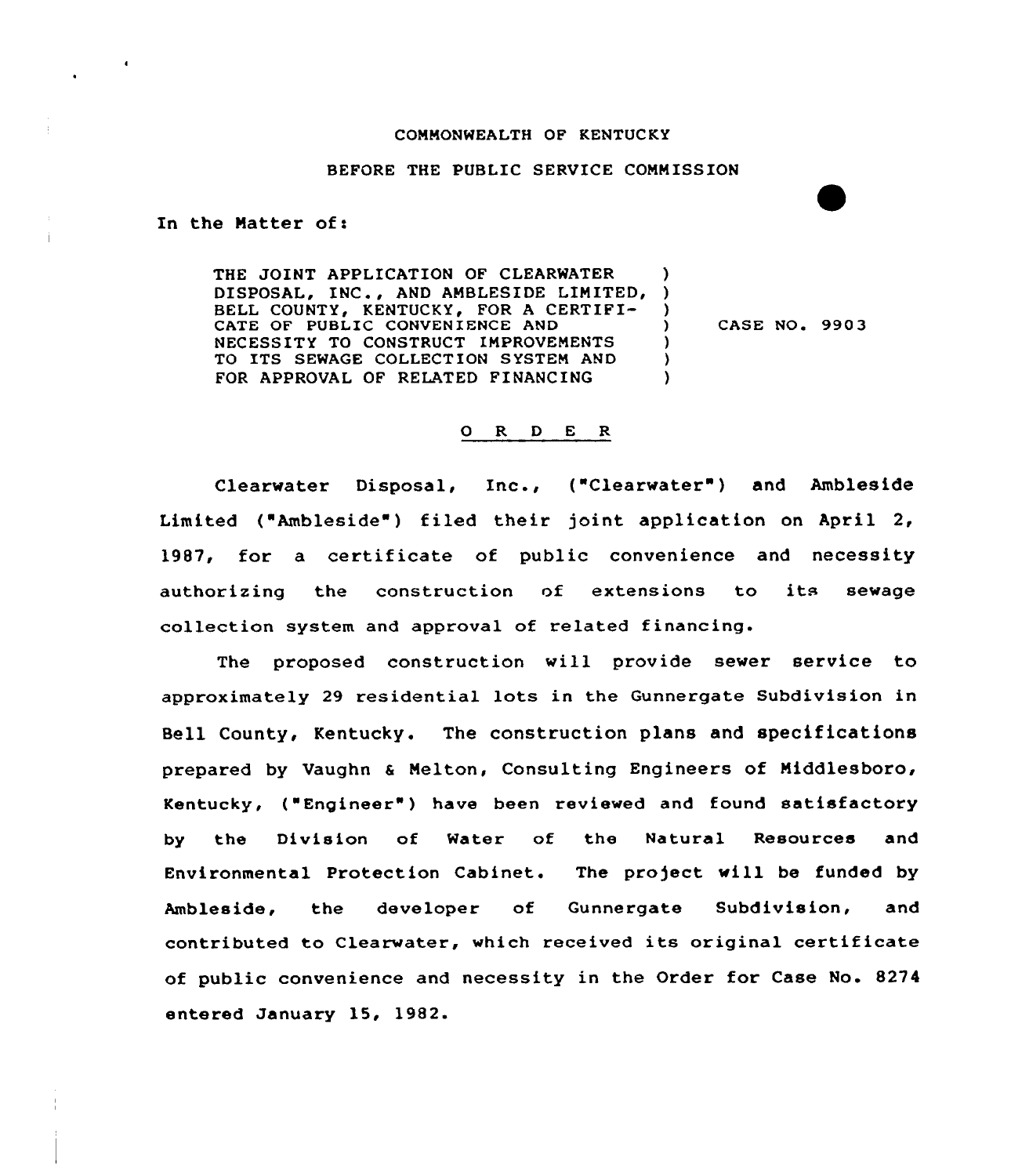COMMONWEALTH OF KENTUCKY

BEFORE THE PUBLIC SERVICE COMMISSION

In the Matter of:

| | | |
|---|---|---|
| THE JOINT APPLICATION OF CLEARWATER DISPOSAL, INC., AND AMBLESIDE LIMITED, BELL COUNTY, KENTUCKY, FOR A CERTIFICATE OF PUBLIC CONVENIENCE AND NECESSITY TO CONSTRUCT IMPROVEMENTS TO ITS SEWAGE COLLECTION SYSTEM AND FOR APPROVAL OF RELATED FINANCING | ) | CASE NO. 9903 |

## O R D E R

Clearwater Disposal, Inc., ("Clearwater") and Ambleside Limited ("Ambleside") filed their joint application on April 2, 1987, for a certificate of public convenience and necessity authorizing the construction of extensions to its sewage collection system and approval of related financing.

The proposed construction will provide sewer service to approximately 29 residential lots in the Gunnergate Subdivision in Bell County, Kentucky. The construction plans and specifications prepared by Vaughn & Melton, Consulting Engineers of Middlesboro, Kentucky, ("Engineer") have been reviewed and found satisfactory by the Division of Water of the Natural Resources and Environmental Protection Cabinet. The project will be funded by Ambleside, the developer of Gunnergate Subdivision, and contributed to Clearwater, which received its original certificate of public convenience and necessity in the Order for Case No. 8274 entered January 15, 1982.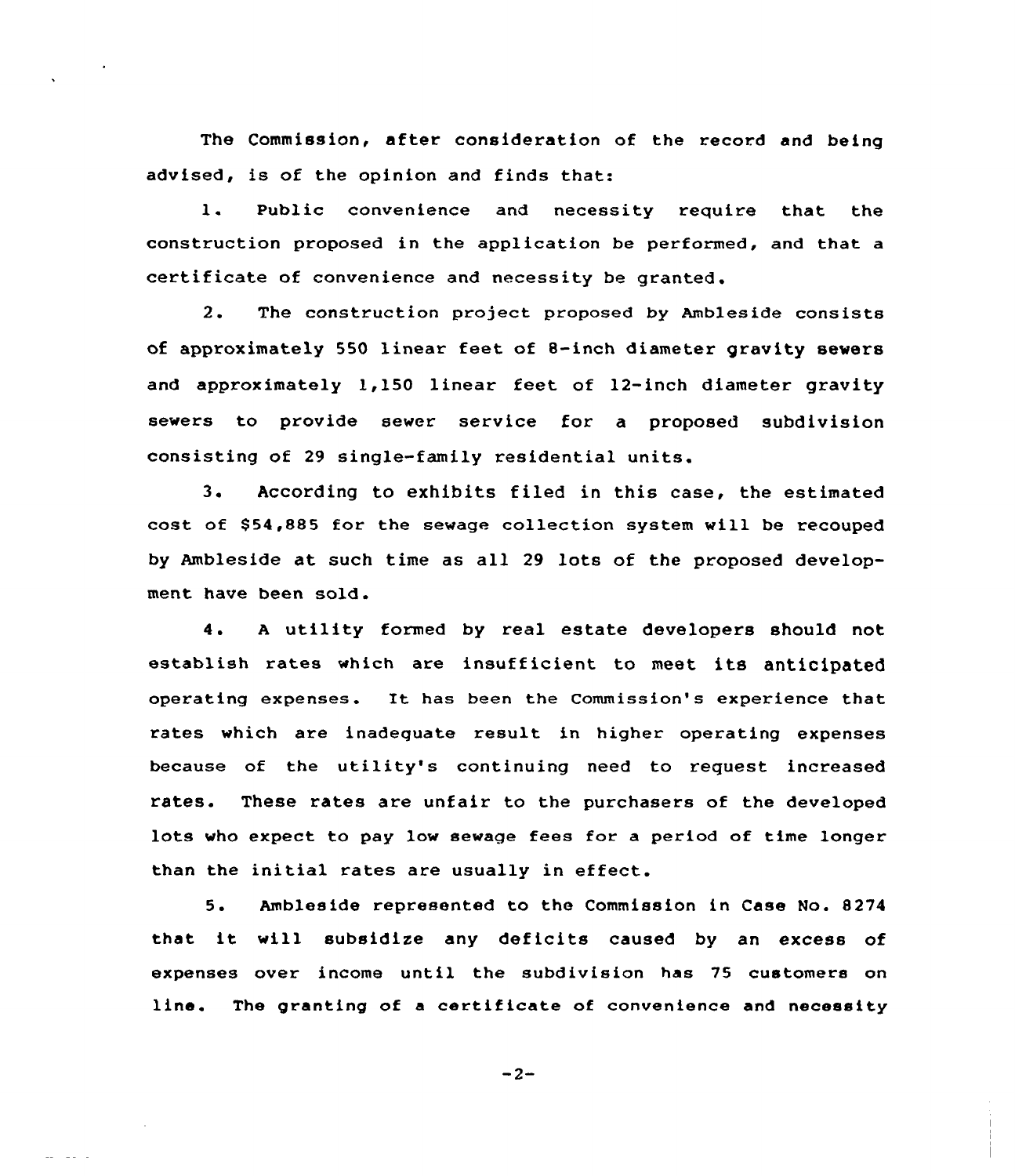The Commission, after consideration of the record and being advised, is of the opinion and finds that:

1. Public convenience and necessity require that the construction proposed in the application be performed, and that a certificate of convenience and necessity be granted.

2. The construction project proposed by Ambleside consists of approximately 550 linear feet of 8-inch diameter gravity sewers and approximately 1,150 linear feet of 12-inch diameter gravity sewers to provide sewer service for a proposed subdivision consisting of 29 single-family residential units.

3. According to exhibits filed in this case, the estimated cost of $54,885 for the sewage collection system will be recouped by Ambleside at such time as all 29 lots of the proposed development have been sold.

4. A utility formed by real estate developers should not establish rates which are insufficient to meet its anticipated operating expenses. It has been the Commission's experience that rates which are inadequate result in higher operating expenses because of the utility's continuing need to request increased rates. These rates are unfair to the purchasers of the developed lots who expect to pay low sewage fees for a period of time longer than the initial rates are usually in effect.

5. Ambleside represented to the Commission in Case No. 8274 that it will subsidize any deficits caused by an excess of expenses over income until the subdivision has 75 customers on line. The granting of a certificate of convenience and necessity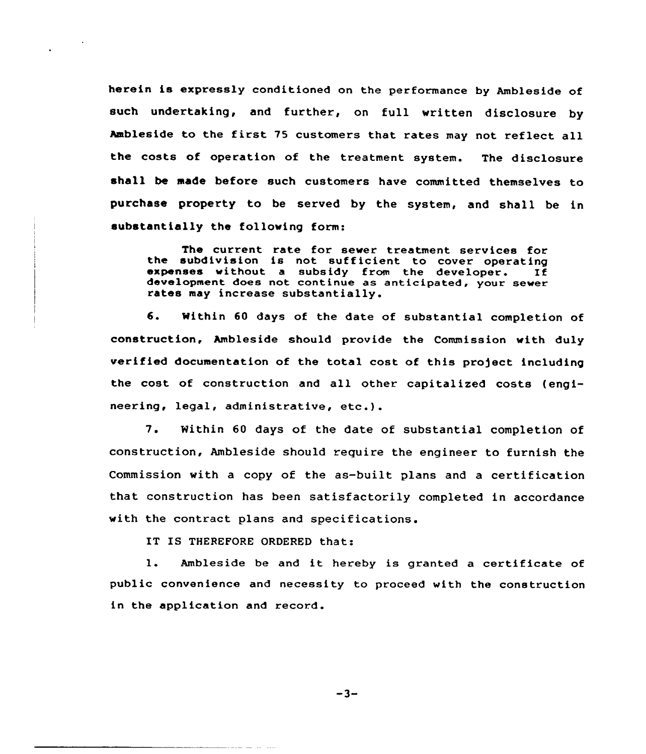herein is expressly conditioned on the performance by Ambleside of such undertaking, and further, on full written disclosure by Ambleside to the first 75 customers that rates may not reflect all the costs of operation of the treatment system. The disclosure shall be made before such customers have committed themselves to purchase property to be served by the system, and shall be in substantially the following form:

> The current rate for sewer treatment services for the subdivision is not sufficient to cover operating expenses without a subsidy from the developer. If development does not continue as anticipated, your sewer rates may increase substantially.

6. Within 60 days of the date of substantial completion of construction, Ambleside should provide the Commission with duly verified documentation of the total cost of this project including the cost of construction and all other capitalized costs (engineering, legal, administrative, etc.).

7. Within 60 days of the date of substantial completion of construction, Ambleside should require the engineer to furnish the Commission with a copy of the as-built plans and a certification that construction has been satisfactorily completed in accordance with the contract plans and specifications.

IT IS THEREFORE ORDERED that:

1. Ambleside be and it hereby is granted a certificate of public convenience and necessity to proceed with the construction in the application and record.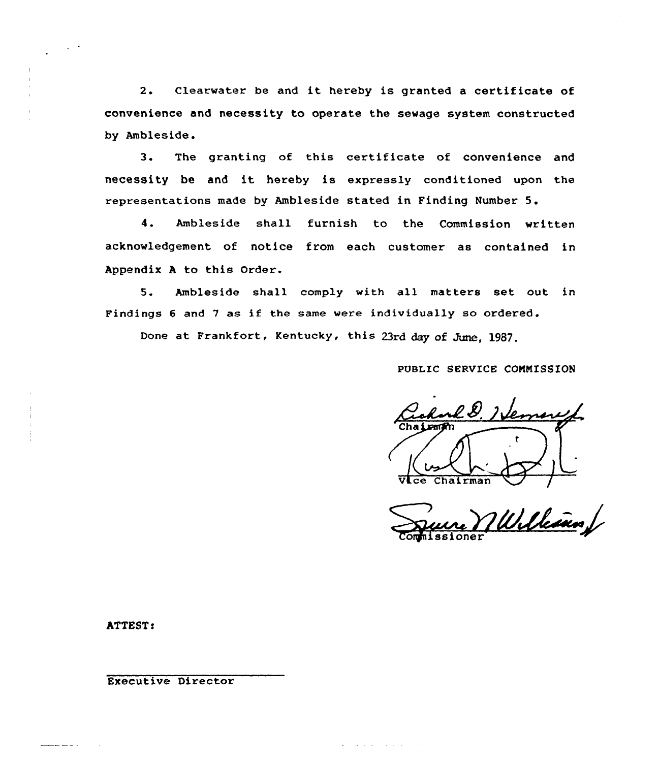2. Clearwater be and it hereby is granted a certificate of convenience and necessity to operate the sewage system constructed by Ambleside.

3. The granting of this certificate of convenience and necessity be and it hereby is expressly conditioned upon the representations made by Ambleside stated in Finding Number 5.

4. Ambleside shall furnish to the Commission written acknowledgement of notice from each customer as contained in Appendix A to this Order.

5. Ambleside shall comply with all matters set out in Findings 6 and 7 as if the same were individually so ordered.

Done at Frankfort, Kentucky, this 23rd day of June, 1987.

PUBLIC SERVICE COMMISSION

Richard D. Heman Jr.
Chairman

Vice Chairman

Commissioner

ATTEST:

Executive Director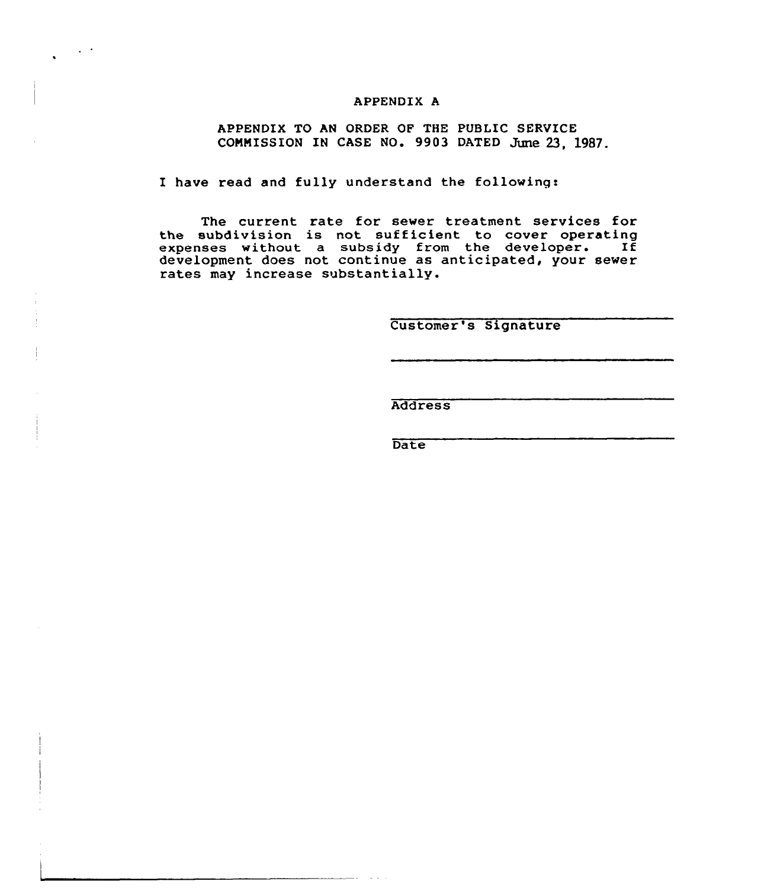# APPENDIX A

APPENDIX TO AN ORDER OF THE PUBLIC SERVICE COMMISSION IN CASE NO. 9903 DATED June 23, 1987.

I have read and fully understand the following:

The current rate for sewer treatment services for the subdivision is not sufficient to cover operating expenses without a subsidy from the developer. If development does not continue as anticipated, your sewer rates may increase substantially.

\_\_\_\_\_\_\_\_\_\_\_\_\_\_\_\_\_\_\_\_\_\_\_\_\_\_\_\_\_\_\_\_
Customer's Signature

\_\_\_\_\_\_\_\_\_\_\_\_\_\_\_\_\_\_\_\_\_\_\_\_\_\_\_\_\_\_\_\_

\_\_\_\_\_\_\_\_\_\_\_\_\_\_\_\_\_\_\_\_\_\_\_\_\_\_\_\_\_\_\_\_
Address

\_\_\_\_\_\_\_\_\_\_\_\_\_\_\_\_\_\_\_\_\_\_\_\_\_\_\_\_\_\_\_\_
Date